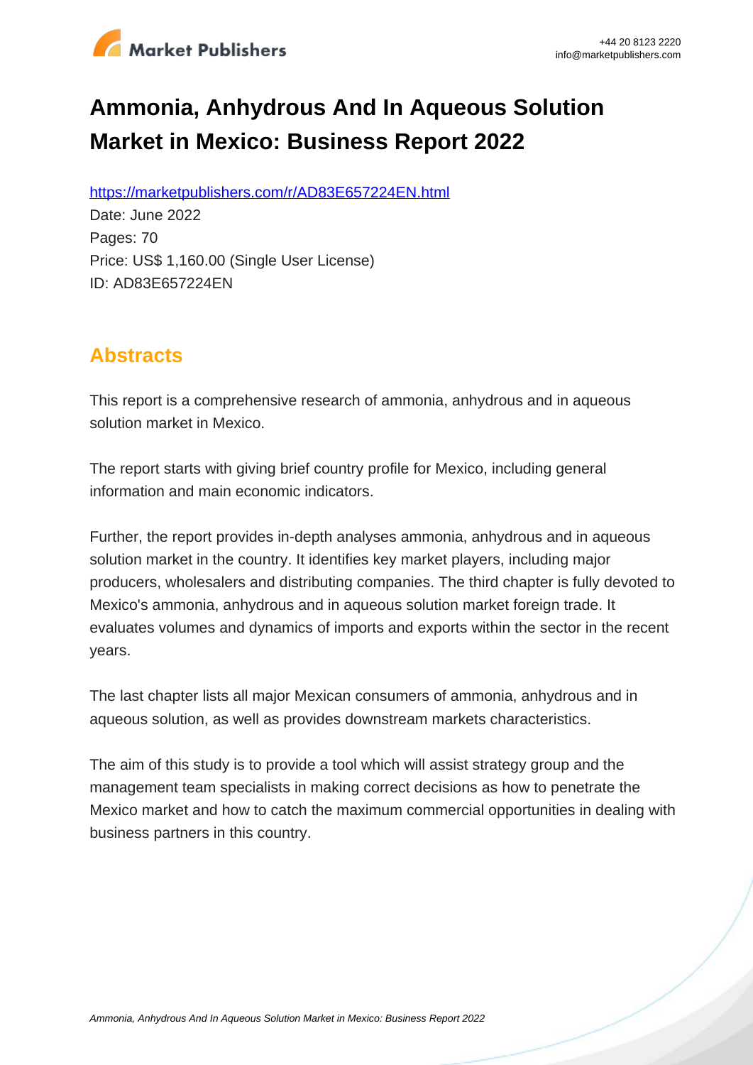# Ammonia, Anhydrous And In Aqueous Solution Market in Mexico: Business Report 2022

https://marketpublishers.com/r/AD83E657224EN.html

Date: June 2022

Pages: 70

Price: US$ 1,160.00 (Single User License)

ID: AD83E657224EN

## Abstracts

This report is a comprehensive research of ammonia, anhydrous and in aqueous solution market in Mexico.

The report starts with giving brief country profile for Mexico, including general information and main economic indicators.

Further, the report provides in-depth analyses ammonia, anhydrous and in aqueous solution market in the country. It identifies key market players, including major producers, wholesalers and distributing companies. The third chapter is fully devoted to Mexico's ammonia, anhydrous and in aqueous solution market foreign trade. It evaluates volumes and dynamics of imports and exports within the sector in the recent years.

The last chapter lists all major Mexican consumers of ammonia, anhydrous and in aqueous solution, as well as provides downstream markets characteristics.

The aim of this study is to provide a tool which will assist strategy group and the management team specialists in making correct decisions as how to penetrate the Mexico market and how to catch the maximum commercial opportunities in dealing with business partners in this country.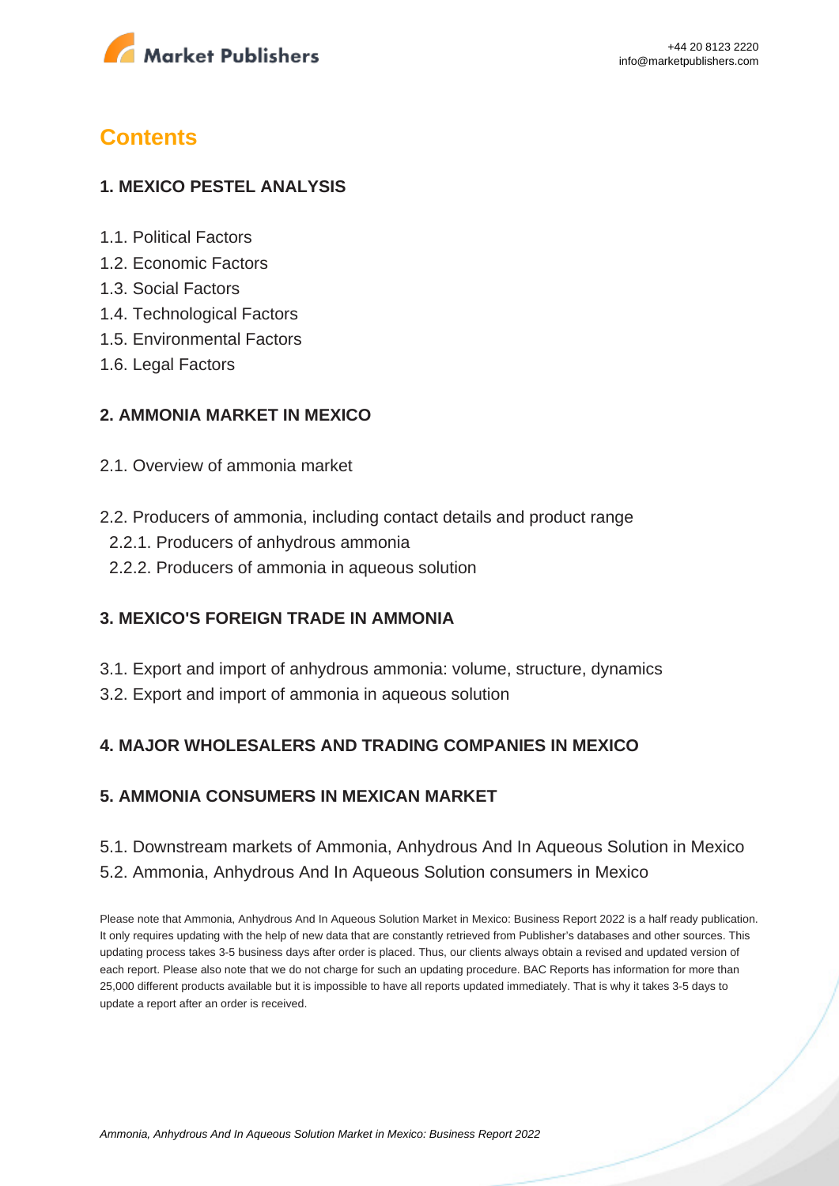# Contents

## 1. MEXICO PESTEL ANALYSIS

1.1. Political Factors
1.2. Economic Factors
1.3. Social Factors
1.4. Technological Factors
1.5. Environmental Factors
1.6. Legal Factors

## 2. AMMONIA MARKET IN MEXICO

2.1. Overview of ammonia market

2.2. Producers of ammonia, including contact details and product range
  2.2.1. Producers of anhydrous ammonia
  2.2.2. Producers of ammonia in aqueous solution

## 3. MEXICO'S FOREIGN TRADE IN AMMONIA

3.1. Export and import of anhydrous ammonia: volume, structure, dynamics
3.2. Export and import of ammonia in aqueous solution

## 4. MAJOR WHOLESALERS AND TRADING COMPANIES IN MEXICO

## 5. AMMONIA CONSUMERS IN MEXICAN MARKET

5.1. Downstream markets of Ammonia, Anhydrous And In Aqueous Solution in Mexico
5.2. Ammonia, Anhydrous And In Aqueous Solution consumers in Mexico

Please note that Ammonia, Anhydrous And In Aqueous Solution Market in Mexico: Business Report 2022 is a half ready publication. It only requires updating with the help of new data that are constantly retrieved from Publisher's databases and other sources. This updating process takes 3-5 business days after order is placed. Thus, our clients always obtain a revised and updated version of each report. Please also note that we do not charge for such an updating procedure. BAC Reports has information for more than 25,000 different products available but it is impossible to have all reports updated immediately. That is why it takes 3-5 days to update a report after an order is received.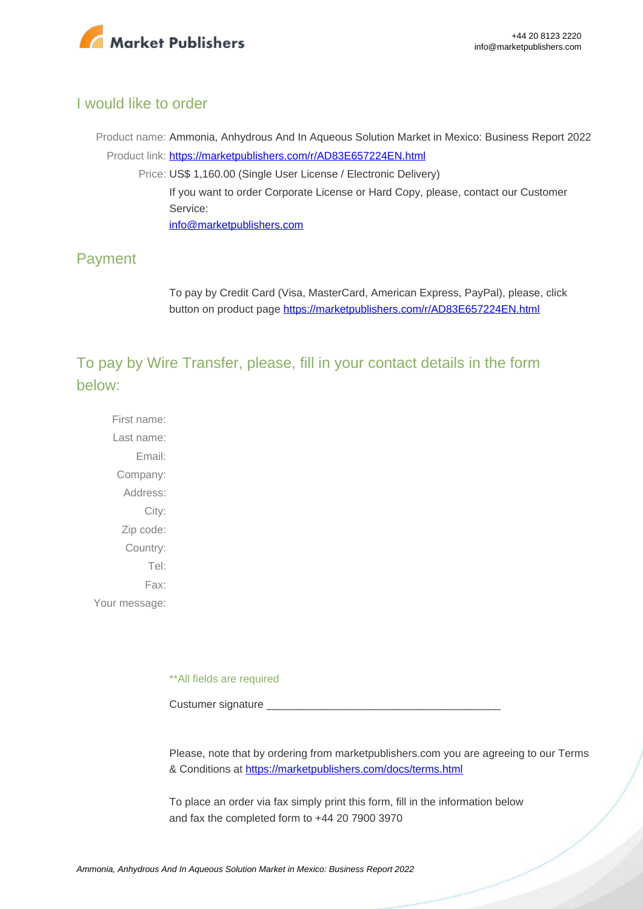## I would like to order

Product name: Ammonia, Anhydrous And In Aqueous Solution Market in Mexico: Business Report 2022

Product link: https://marketpublishers.com/r/AD83E657224EN.html

Price: US$ 1,160.00 (Single User License / Electronic Delivery)

If you want to order Corporate License or Hard Copy, please, contact our Customer Service:

info@marketpublishers.com

## Payment

To pay by Credit Card (Visa, MasterCard, American Express, PayPal), please, click button on product page https://marketpublishers.com/r/AD83E657224EN.html

## To pay by Wire Transfer, please, fill in your contact details in the form below:

First name:

Last name:

Email:

Company:

Address:

City:

Zip code:

Country:

Tel:

Fax:

Your message:

**All fields are required

Custumer signature _______________________________________

Please, note that by ordering from marketpublishers.com you are agreeing to our Terms & Conditions at https://marketpublishers.com/docs/terms.html

To place an order via fax simply print this form, fill in the information below and fax the completed form to +44 20 7900 3970